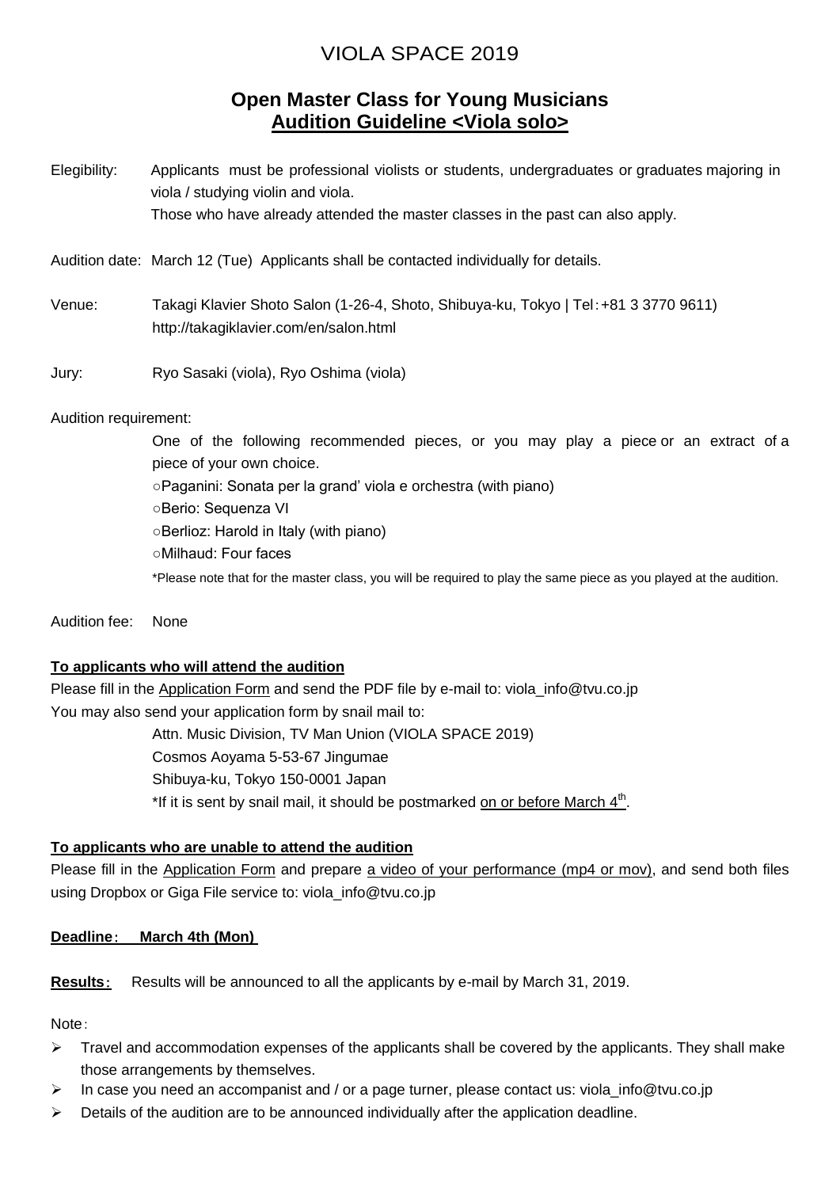# VIOLA SPACE 2019

## Open Master Class for Young Musicians
## <u>Audition Guideline <Viola solo></u>

Elegibility: Applicants must be professional violists or students, undergraduates or graduates majoring in viola / studying violin and viola.
Those who have already attended the master classes in the past can also apply.

Audition date: March 12 (Tue) Applicants shall be contacted individually for details.

Venue: Takagi Klavier Shoto Salon (1-26-4, Shoto, Shibuya-ku, Tokyo | Tel：+81 3 3770 9611)
http://takagiklavier.com/en/salon.html

Jury: Ryo Sasaki (viola), Ryo Oshima (viola)

Audition requirement:

One of the following recommended pieces, or you may play a piece or an extract of a piece of your own choice.

○Paganini: Sonata per la grand' viola e orchestra (with piano)
○Berio: Sequenza VI
○Berlioz: Harold in Italy (with piano)
○Milhaud: Four faces

*Please note that for the master class, you will be required to play the same piece as you played at the audition.

Audition fee: None

**<u>To applicants who will attend the audition</u>**

Please fill in the <u>Application Form</u> and send the PDF file by e-mail to: viola_info@tvu.co.jp
You may also send your application form by snail mail to:

Attn. Music Division, TV Man Union (VIOLA SPACE 2019)
Cosmos Aoyama 5-53-67 Jingumae
Shibuya-ku, Tokyo 150-0001 Japan
*If it is sent by snail mail, it should be postmarked <u>on or before March 4th</u>.

**<u>To applicants who are unable to attend the audition</u>**

Please fill in the <u>Application Form</u> and prepare <u>a video of your performance (mp4 or mov)</u>, and send both files using Dropbox or Giga File service to: viola_info@tvu.co.jp

**<u>Deadline： March 4th (Mon)</u>**

**<u>Results</u>：** Results will be announced to all the applicants by e-mail by March 31, 2019.

Note：

- Travel and accommodation expenses of the applicants shall be covered by the applicants. They shall make those arrangements by themselves.
- In case you need an accompanist and / or a page turner, please contact us: viola_info@tvu.co.jp
- Details of the audition are to be announced individually after the application deadline.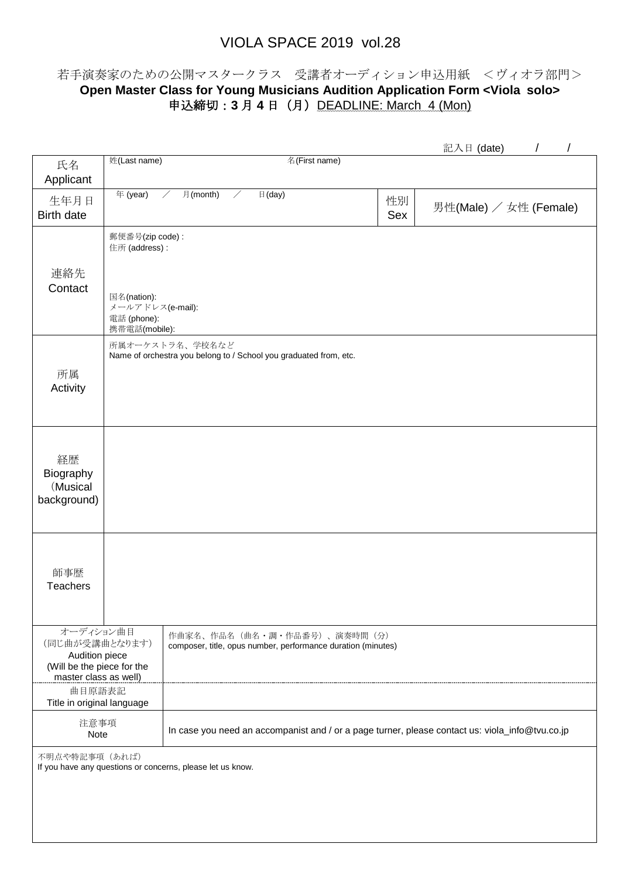# VIOLA SPACE 2019 vol.28

## 若手演奏家のための公開マスタークラス　受講者オーディション申込用紙　＜ヴィオラ部門＞

**Open Master Class for Young Musicians Audition Application Form <Viola solo>**

**申込締切：3 月 4 日（月）** DEADLINE: March 4 (Mon)

記入日 (date)　　/　　/

| | | | |
|---|---|---|---|
| 氏名<br>Applicant | 姓(Last name)　　　　　名(First name) | | |
| 生年月日<br>Birth date | 年 (year)　／　月(month)　／　日(day) | 性別<br>Sex | 男性(Male) ／ 女性 (Female) |
| 連絡先<br>Contact | 郵便番号(zip code) :<br>住所 (address) :<br><br>国名(nation):<br>メールアドレス(e-mail):<br>電話 (phone):<br>携帯電話(mobile): | | |
| 所属<br>Activity | 所属オーケストラ名、学校名など<br>Name of orchestra you belong to / School you graduated from, etc. | | |
| 経歴<br>Biography<br>（Musical background) | | | |
| 師事歴<br>Teachers | | | |
| オーディション曲目<br>（同じ曲が受講曲となります）<br>Audition piece<br>(Will be the piece for the master class as well) | 作曲家名、作品名（曲名・調・作品番号）、演奏時間（分）<br>composer, title, opus number, performance duration (minutes) | | |
| 曲目原語表記<br>Title in original language | | | |
| 注意事項<br>Note | In case you need an accompanist and / or a page turner, please contact us: viola_info@tvu.co.jp | | |

不明点や特記事項（あれば）
If you have any questions or concerns, please let us know.